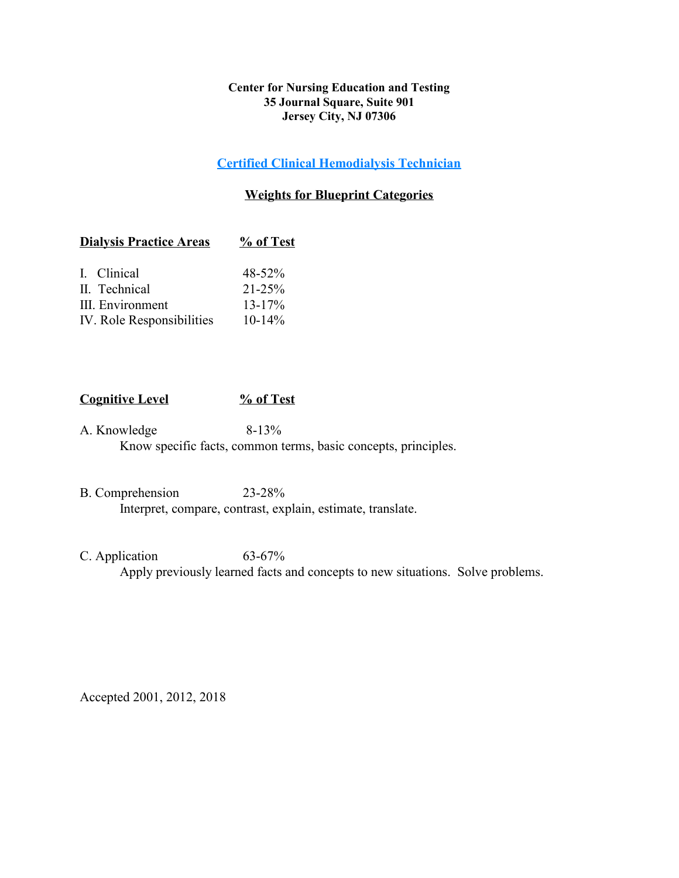**Center for Nursing Education and Testing**
**35 Journal Square, Suite 901**
**Jersey City, NJ 07306**

## Certified Clinical Hemodialysis Technician

### Weights for Blueprint Categories

| Dialysis Practice Areas | % of Test |
|---|---|
| I. Clinical | 48-52% |
| II. Technical | 21-25% |
| III. Environment | 13-17% |
| IV. Role Responsibilities | 10-14% |

| Cognitive Level | % of Test |
|---|---|
| A. Knowledge | 8-13% |
| B. Comprehension | 23-28% |
| C. Application | 63-67% |

A. Knowledge 8-13%
Know specific facts, common terms, basic concepts, principles.

B. Comprehension 23-28%
Interpret, compare, contrast, explain, estimate, translate.

C. Application 63-67%
Apply previously learned facts and concepts to new situations. Solve problems.

Accepted 2001, 2012, 2018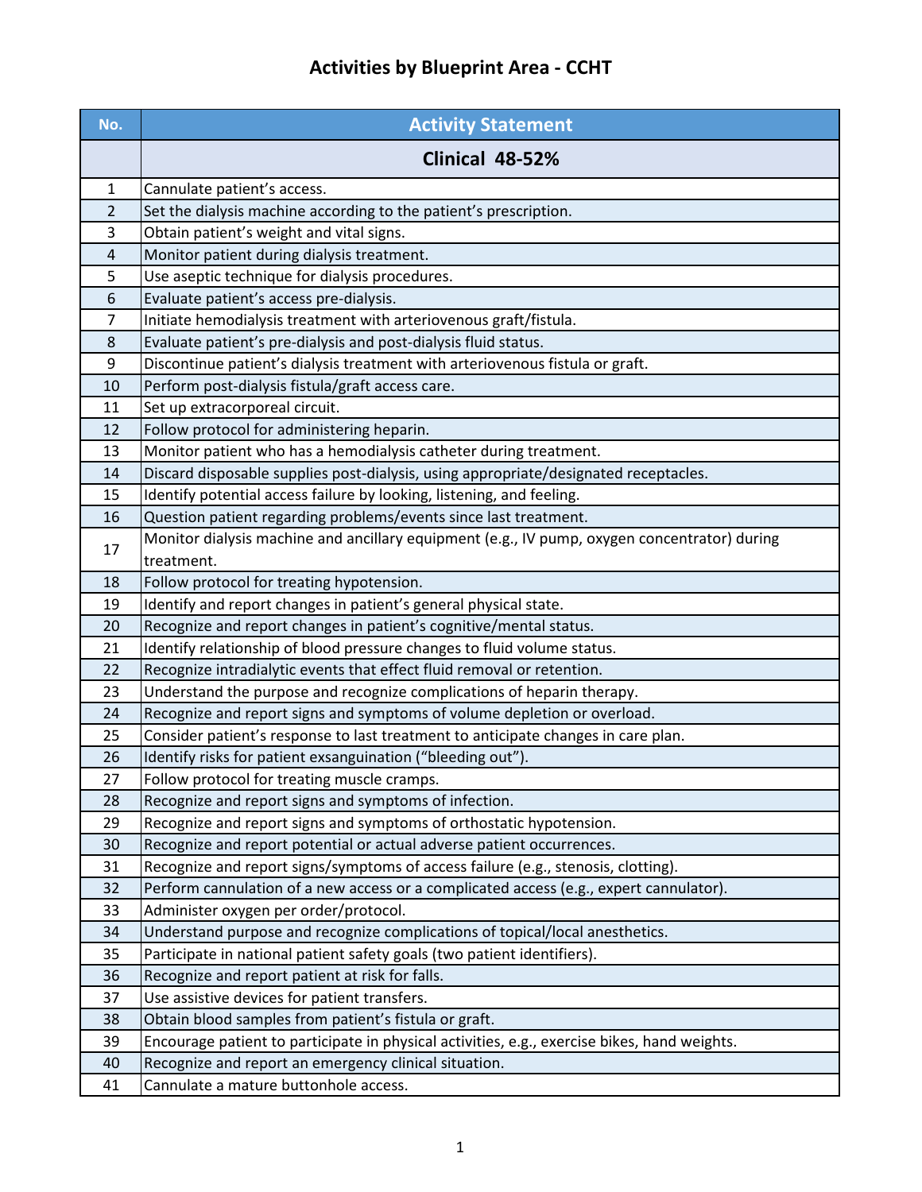# Activities by Blueprint Area - CCHT

| No. | Activity Statement |
| --- | --- |
| | **Clinical 48-52%** |
| 1 | Cannulate patient's access. |
| 2 | Set the dialysis machine according to the patient's prescription. |
| 3 | Obtain patient's weight and vital signs. |
| 4 | Monitor patient during dialysis treatment. |
| 5 | Use aseptic technique for dialysis procedures. |
| 6 | Evaluate patient's access pre-dialysis. |
| 7 | Initiate hemodialysis treatment with arteriovenous graft/fistula. |
| 8 | Evaluate patient's pre-dialysis and post-dialysis fluid status. |
| 9 | Discontinue patient's dialysis treatment with arteriovenous fistula or graft. |
| 10 | Perform post-dialysis fistula/graft access care. |
| 11 | Set up extracorporeal circuit. |
| 12 | Follow protocol for administering heparin. |
| 13 | Monitor patient who has a hemodialysis catheter during treatment. |
| 14 | Discard disposable supplies post-dialysis, using appropriate/designated receptacles. |
| 15 | Identify potential access failure by looking, listening, and feeling. |
| 16 | Question patient regarding problems/events since last treatment. |
| 17 | Monitor dialysis machine and ancillary equipment (e.g., IV pump, oxygen concentrator) during treatment. |
| 18 | Follow protocol for treating hypotension. |
| 19 | Identify and report changes in patient's general physical state. |
| 20 | Recognize and report changes in patient's cognitive/mental status. |
| 21 | Identify relationship of blood pressure changes to fluid volume status. |
| 22 | Recognize intradialytic events that effect fluid removal or retention. |
| 23 | Understand the purpose and recognize complications of heparin therapy. |
| 24 | Recognize and report signs and symptoms of volume depletion or overload. |
| 25 | Consider patient's response to last treatment to anticipate changes in care plan. |
| 26 | Identify risks for patient exsanguination ("bleeding out"). |
| 27 | Follow protocol for treating muscle cramps. |
| 28 | Recognize and report signs and symptoms of infection. |
| 29 | Recognize and report signs and symptoms of orthostatic hypotension. |
| 30 | Recognize and report potential or actual adverse patient occurrences. |
| 31 | Recognize and report signs/symptoms of access failure (e.g., stenosis, clotting). |
| 32 | Perform cannulation of a new access or a complicated access (e.g., expert cannulator). |
| 33 | Administer oxygen per order/protocol. |
| 34 | Understand purpose and recognize complications of topical/local anesthetics. |
| 35 | Participate in national patient safety goals (two patient identifiers). |
| 36 | Recognize and report patient at risk for falls. |
| 37 | Use assistive devices for patient transfers. |
| 38 | Obtain blood samples from patient's fistula or graft. |
| 39 | Encourage patient to participate in physical activities, e.g., exercise bikes, hand weights. |
| 40 | Recognize and report an emergency clinical situation. |
| 41 | Cannulate a mature buttonhole access. |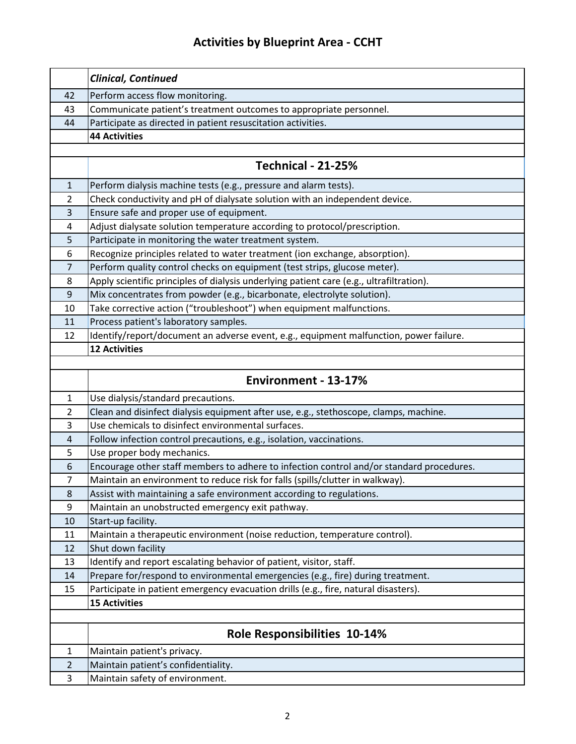# Activities by Blueprint Area - CCHT

| | *Clinical, Continued* |
|---|---|
| 42 | Perform access flow monitoring. |
| 43 | Communicate patient's treatment outcomes to appropriate personnel. |
| 44 | Participate as directed in patient resuscitation activities. |
| | **44 Activities** |
| | |
| | **Technical - 21-25%** |
| 1 | Perform dialysis machine tests (e.g., pressure and alarm tests). |
| 2 | Check conductivity and pH of dialysate solution with an independent device. |
| 3 | Ensure safe and proper use of equipment. |
| 4 | Adjust dialysate solution temperature according to protocol/prescription. |
| 5 | Participate in monitoring the water treatment system. |
| 6 | Recognize principles related to water treatment (ion exchange, absorption). |
| 7 | Perform quality control checks on equipment (test strips, glucose meter). |
| 8 | Apply scientific principles of dialysis underlying patient care (e.g., ultrafiltration). |
| 9 | Mix concentrates from powder (e.g., bicarbonate, electrolyte solution). |
| 10 | Take corrective action ("troubleshoot") when equipment malfunctions. |
| 11 | Process patient's laboratory samples. |
| 12 | Identify/report/document an adverse event, e.g., equipment malfunction, power failure. |
| | **12 Activities** |
| | |
| | **Environment - 13-17%** |
| 1 | Use dialysis/standard precautions. |
| 2 | Clean and disinfect dialysis equipment after use, e.g., stethoscope, clamps, machine. |
| 3 | Use chemicals to disinfect environmental surfaces. |
| 4 | Follow infection control precautions, e.g., isolation, vaccinations. |
| 5 | Use proper body mechanics. |
| 6 | Encourage other staff members to adhere to infection control and/or standard procedures. |
| 7 | Maintain an environment to reduce risk for falls (spills/clutter in walkway). |
| 8 | Assist with maintaining a safe environment according to regulations. |
| 9 | Maintain an unobstructed emergency exit pathway. |
| 10 | Start-up facility. |
| 11 | Maintain a therapeutic environment (noise reduction, temperature control). |
| 12 | Shut down facility |
| 13 | Identify and report escalating behavior of patient, visitor, staff. |
| 14 | Prepare for/respond to environmental emergencies (e.g., fire) during treatment. |
| 15 | Participate in patient emergency evacuation drills (e.g., fire, natural disasters). |
| | **15 Activities** |
| | |
| | **Role Responsibilities 10-14%** |
| 1 | Maintain patient's privacy. |
| 2 | Maintain patient's confidentiality. |
| 3 | Maintain safety of environment. |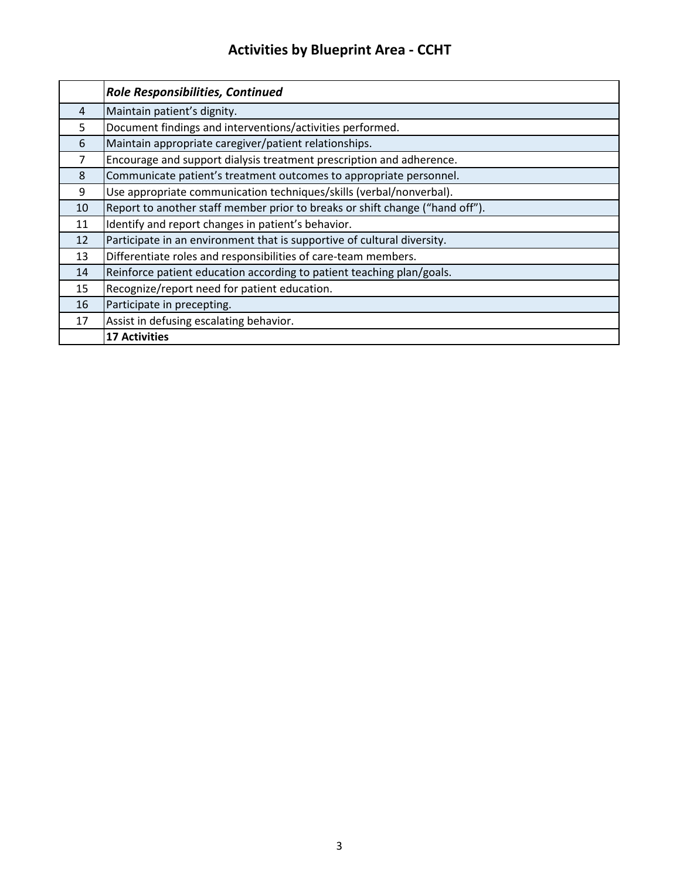## Activities by Blueprint Area - CCHT

| | ***Role Responsibilities, Continued*** |
|---|---|
| 4 | Maintain patient's dignity. |
| 5 | Document findings and interventions/activities performed. |
| 6 | Maintain appropriate caregiver/patient relationships. |
| 7 | Encourage and support dialysis treatment prescription and adherence. |
| 8 | Communicate patient's treatment outcomes to appropriate personnel. |
| 9 | Use appropriate communication techniques/skills (verbal/nonverbal). |
| 10 | Report to another staff member prior to breaks or shift change ("hand off"). |
| 11 | Identify and report changes in patient's behavior. |
| 12 | Participate in an environment that is supportive of cultural diversity. |
| 13 | Differentiate roles and responsibilities of care-team members. |
| 14 | Reinforce patient education according to patient teaching plan/goals. |
| 15 | Recognize/report need for patient education. |
| 16 | Participate in precepting. |
| 17 | Assist in defusing escalating behavior. |
| | **17 Activities** |